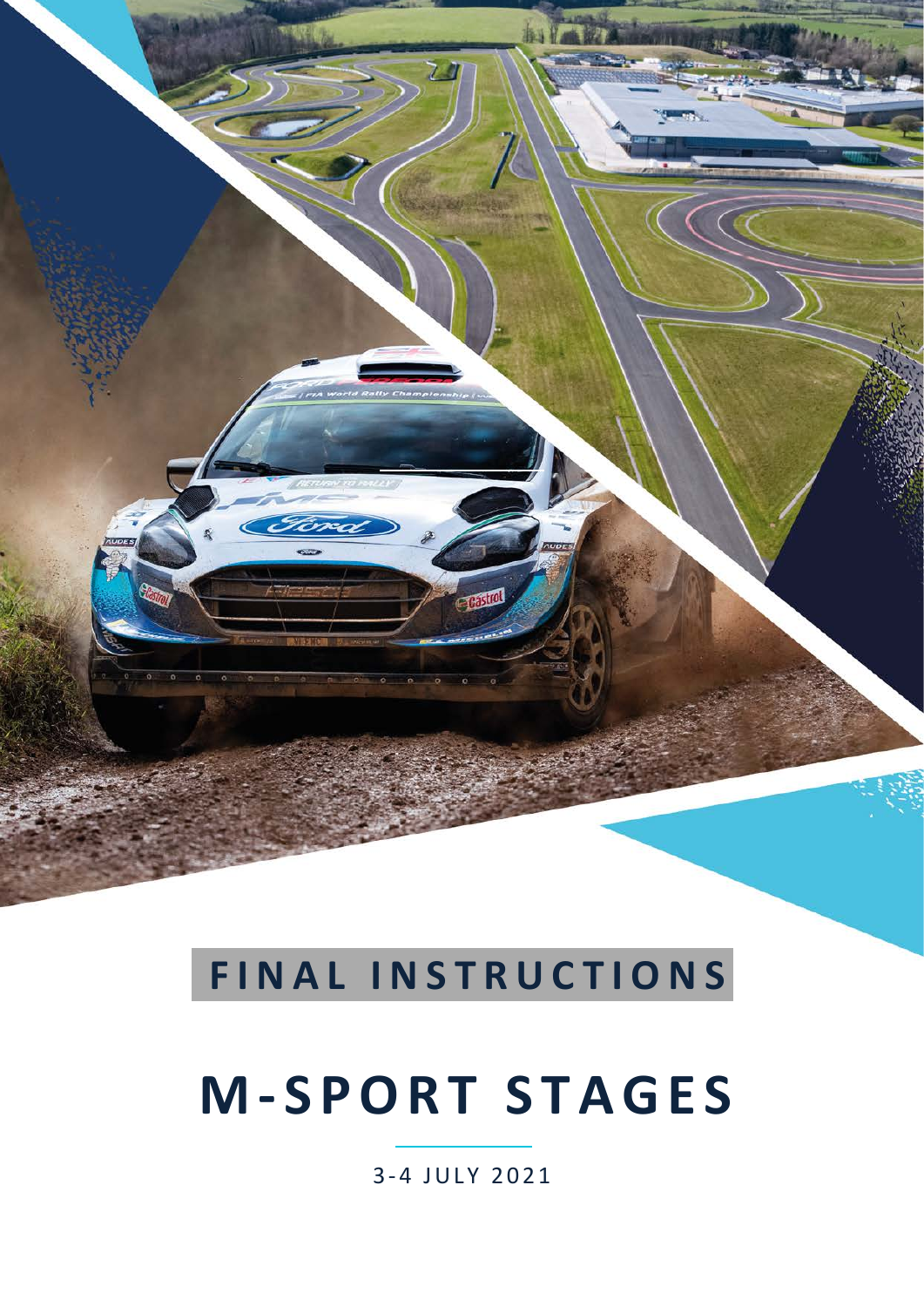# FINAL INSTRUCTIONS

# M-SPORT STAGES

3-4 JULY 2021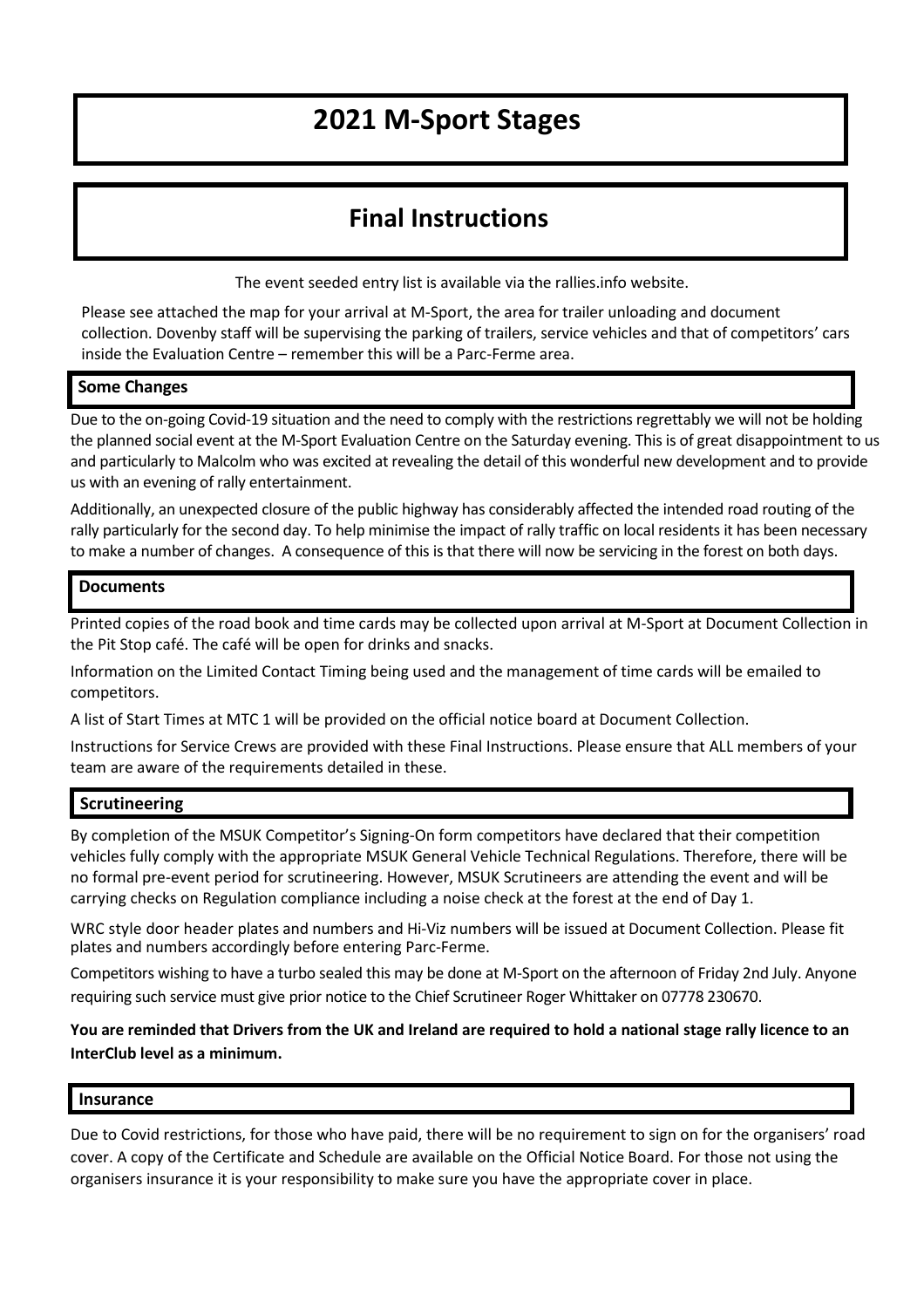# 2021 M-Sport Stages

# Final Instructions

The event seeded entry list is available via the rallies.info website.

Please see attached the map for your arrival at M-Sport, the area for trailer unloading and document collection. Dovenby staff will be supervising the parking of trailers, service vehicles and that of competitors' cars inside the Evaluation Centre – remember this will be a Parc-Ferme area.

## Some Changes

Due to the on-going Covid-19 situation and the need to comply with the restrictions regrettably we will not be holding the planned social event at the M-Sport Evaluation Centre on the Saturday evening. This is of great disappointment to us and particularly to Malcolm who was excited at revealing the detail of this wonderful new development and to provide us with an evening of rally entertainment.

Additionally, an unexpected closure of the public highway has considerably affected the intended road routing of the rally particularly for the second day. To help minimise the impact of rally traffic on local residents it has been necessary to make a number of changes. A consequence of this is that there will now be servicing in the forest on both days.

## Documents

Printed copies of the road book and time cards may be collected upon arrival at M-Sport at Document Collection in the Pit Stop café. The café will be open for drinks and snacks.

Information on the Limited Contact Timing being used and the management of time cards will be emailed to competitors.

A list of Start Times at MTC 1 will be provided on the official notice board at Document Collection.

Instructions for Service Crews are provided with these Final Instructions. Please ensure that ALL members of your team are aware of the requirements detailed in these.

## Scrutineering

By completion of the MSUK Competitor's Signing-On form competitors have declared that their competition vehicles fully comply with the appropriate MSUK General Vehicle Technical Regulations. Therefore, there will be no formal pre-event period for scrutineering. However, MSUK Scrutineers are attending the event and will be carrying checks on Regulation compliance including a noise check at the forest at the end of Day 1.

WRC style door header plates and numbers and Hi-Viz numbers will be issued at Document Collection. Please fit plates and numbers accordingly before entering Parc-Ferme.

Competitors wishing to have a turbo sealed this may be done at M-Sport on the afternoon of Friday 2nd July. Anyone requiring such service must give prior notice to the Chief Scrutineer Roger Whittaker on 07778 230670.

**You are reminded that Drivers from the UK and Ireland are required to hold a national stage rally licence to an InterClub level as a minimum.**

## Insurance

Due to Covid restrictions, for those who have paid, there will be no requirement to sign on for the organisers' road cover. A copy of the Certificate and Schedule are available on the Official Notice Board. For those not using the organisers insurance it is your responsibility to make sure you have the appropriate cover in place.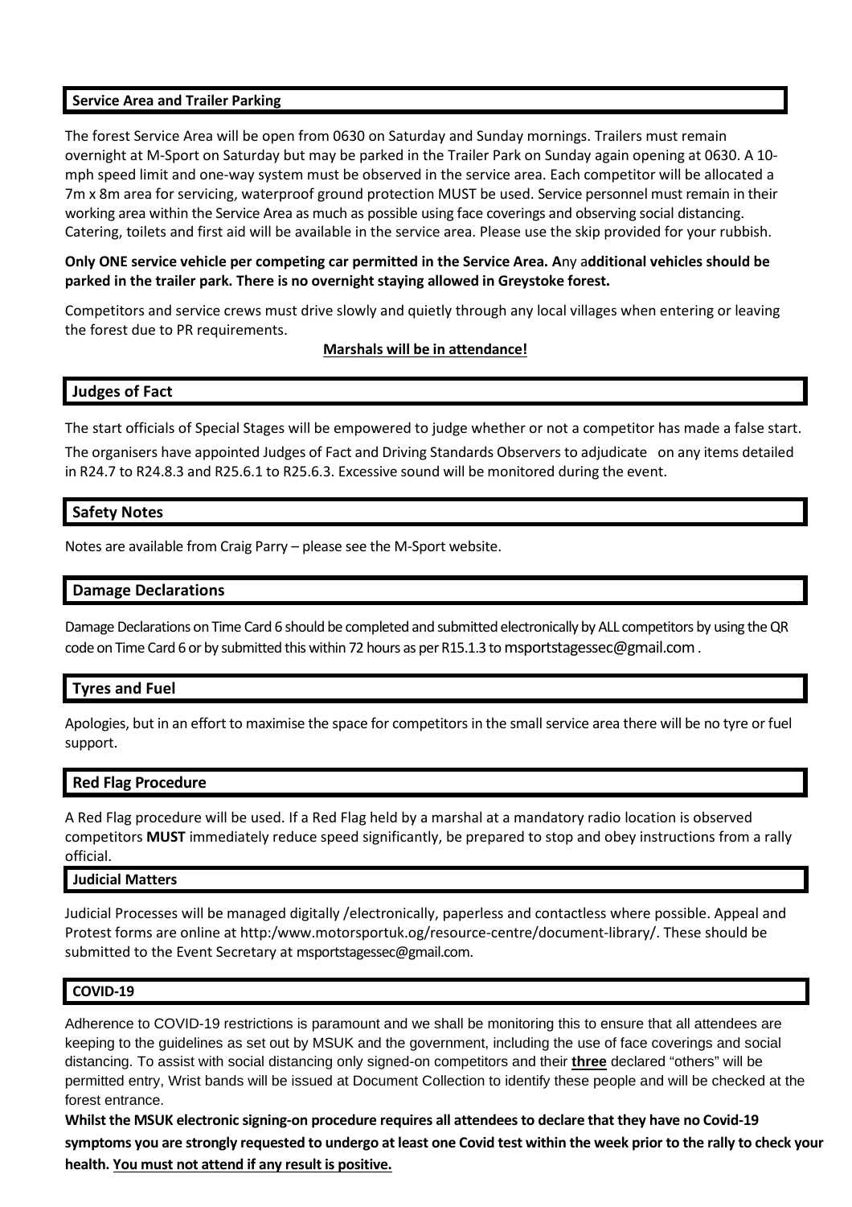## Service Area and Trailer Parking

The forest Service Area will be open from 0630 on Saturday and Sunday mornings. Trailers must remain overnight at M-Sport on Saturday but may be parked in the Trailer Park on Sunday again opening at 0630. A 10-mph speed limit and one-way system must be observed in the service area. Each competitor will be allocated a 7m x 8m area for servicing, waterproof ground protection MUST be used. Service personnel must remain in their working area within the Service Area as much as possible using face coverings and observing social distancing. Catering, toilets and first aid will be available in the service area. Please use the skip provided for your rubbish.

**Only ONE service vehicle per competing car permitted in the Service Area. A**ny a**dditional vehicles should be parked in the trailer park. There is no overnight staying allowed in Greystoke forest.**

Competitors and service crews must drive slowly and quietly through any local villages when entering or leaving the forest due to PR requirements.

**Marshals will be in attendance!**

## Judges of Fact

The start officials of Special Stages will be empowered to judge whether or not a competitor has made a false start.

The organisers have appointed Judges of Fact and Driving Standards Observers to adjudicate on any items detailed in R24.7 to R24.8.3 and R25.6.1 to R25.6.3. Excessive sound will be monitored during the event.

## Safety Notes

Notes are available from Craig Parry – please see the M-Sport website.

## Damage Declarations

Damage Declarations on Time Card 6 should be completed and submitted electronically by ALL competitors by using the QR code on Time Card 6 or by submitted this within 72 hours as per R15.1.3 to msportstagessec@gmail.com .

## Tyres and Fuel

Apologies, but in an effort to maximise the space for competitors in the small service area there will be no tyre or fuel support.

## Red Flag Procedure

A Red Flag procedure will be used. If a Red Flag held by a marshal at a mandatory radio location is observed competitors **MUST** immediately reduce speed significantly, be prepared to stop and obey instructions from a rally official.

## Judicial Matters

Judicial Processes will be managed digitally /electronically, paperless and contactless where possible. Appeal and Protest forms are online at http:/www.motorsportuk.og/resource-centre/document-library/. These should be submitted to the Event Secretary at msportstagessec@gmail.com.

## COVID-19

Adherence to COVID-19 restrictions is paramount and we shall be monitoring this to ensure that all attendees are keeping to the guidelines as set out by MSUK and the government, including the use of face coverings and social distancing. To assist with social distancing only signed-on competitors and their **three** declared "others" will be permitted entry, Wrist bands will be issued at Document Collection to identify these people and will be checked at the forest entrance.

**Whilst the MSUK electronic signing-on procedure requires all attendees to declare that they have no Covid-19 symptoms you are strongly requested to undergo at least one Covid test within the week prior to the rally to check your health. You must not attend if any result is positive.**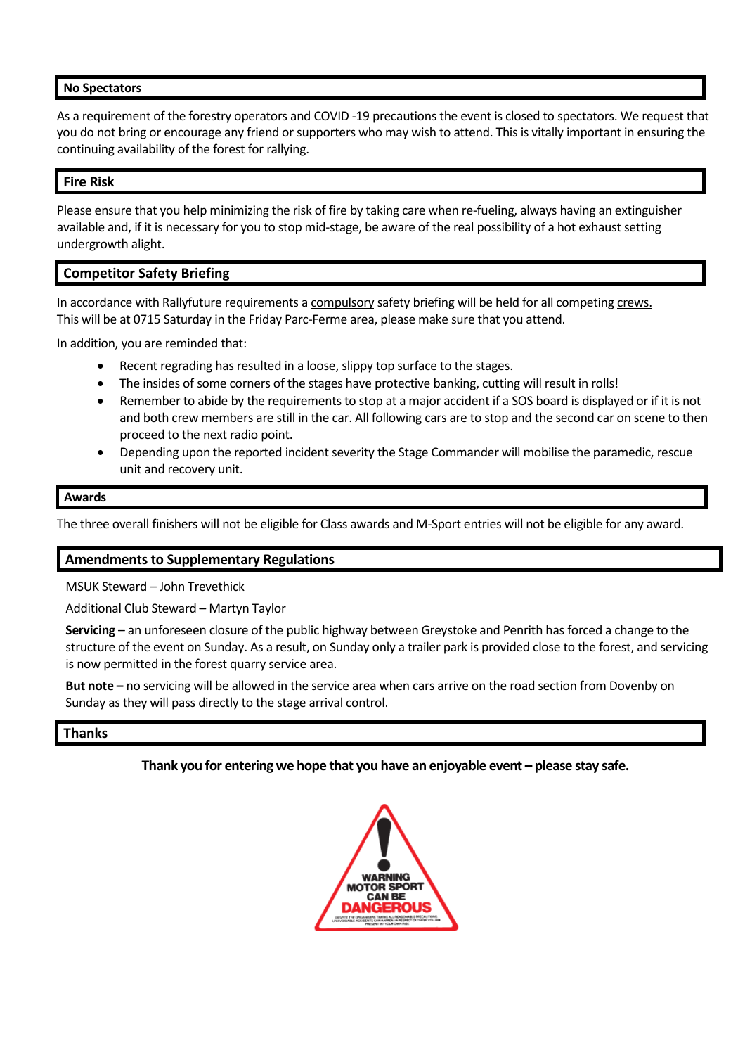## No Spectators

As a requirement of the forestry operators and COVID -19 precautions the event is closed to spectators. We request that you do not bring or encourage any friend or supporters who may wish to attend. This is vitally important in ensuring the continuing availability of the forest for rallying.

## Fire Risk

Please ensure that you help minimizing the risk of fire by taking care when re-fueling, always having an extinguisher available and, if it is necessary for you to stop mid-stage, be aware of the real possibility of a hot exhaust setting undergrowth alight.

## Competitor Safety Briefing

In accordance with Rallyfuture requirements a compulsory safety briefing will be held for all competing crews. This will be at 0715 Saturday in the Friday Parc-Ferme area, please make sure that you attend.

In addition, you are reminded that:

- Recent regrading has resulted in a loose, slippy top surface to the stages.
- The insides of some corners of the stages have protective banking, cutting will result in rolls!
- Remember to abide by the requirements to stop at a major accident if a SOS board is displayed or if it is not and both crew members are still in the car. All following cars are to stop and the second car on scene to then proceed to the next radio point.
- Depending upon the reported incident severity the Stage Commander will mobilise the paramedic, rescue unit and recovery unit.

## Awards

The three overall finishers will not be eligible for Class awards and M-Sport entries will not be eligible for any award.

## Amendments to Supplementary Regulations

MSUK Steward – John Trevethick

Additional Club Steward – Martyn Taylor

**Servicing** – an unforeseen closure of the public highway between Greystoke and Penrith has forced a change to the structure of the event on Sunday. As a result, on Sunday only a trailer park is provided close to the forest, and servicing is now permitted in the forest quarry service area.

**But note –** no servicing will be allowed in the service area when cars arrive on the road section from Dovenby on Sunday as they will pass directly to the stage arrival control.

## Thanks

**Thank you for entering we hope that you have an enjoyable event – please stay safe.**

WARNING MOTOR SPORT CAN BE DANGEROUS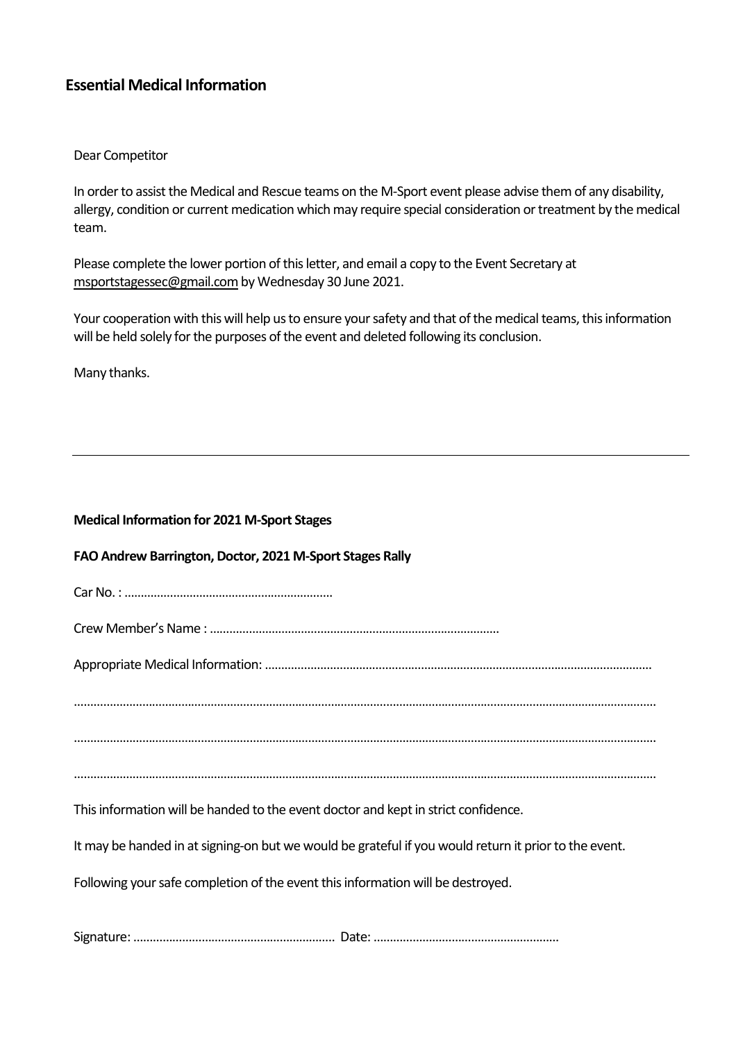## Essential Medical Information

Dear Competitor

In order to assist the Medical and Rescue teams on the M-Sport event please advise them of any disability, allergy, condition or current medication which may require special consideration or treatment by the medical team.

Please complete the lower portion of this letter, and email a copy to the Event Secretary at msportstagessec@gmail.com by Wednesday 30 June 2021.

Your cooperation with this will help us to ensure your safety and that of the medical teams, this information will be held solely for the purposes of the event and deleted following its conclusion.

Many thanks.

---

**Medical Information for 2021 M-Sport Stages**

**FAO Andrew Barrington, Doctor, 2021 M-Sport Stages Rally**

Car No. : ...............................................................

Crew Member's Name : .......................................................................................

Appropriate Medical Information: .....................................................................................................................

..............................................................................................................................................................................

..............................................................................................................................................................................

..............................................................................................................................................................................

This information will be handed to the event doctor and kept in strict confidence.

It may be handed in at signing-on but we would be grateful if you would return it prior to the event.

Following your safe completion of the event this information will be destroyed.

Signature: ............................................................. Date: ........................................................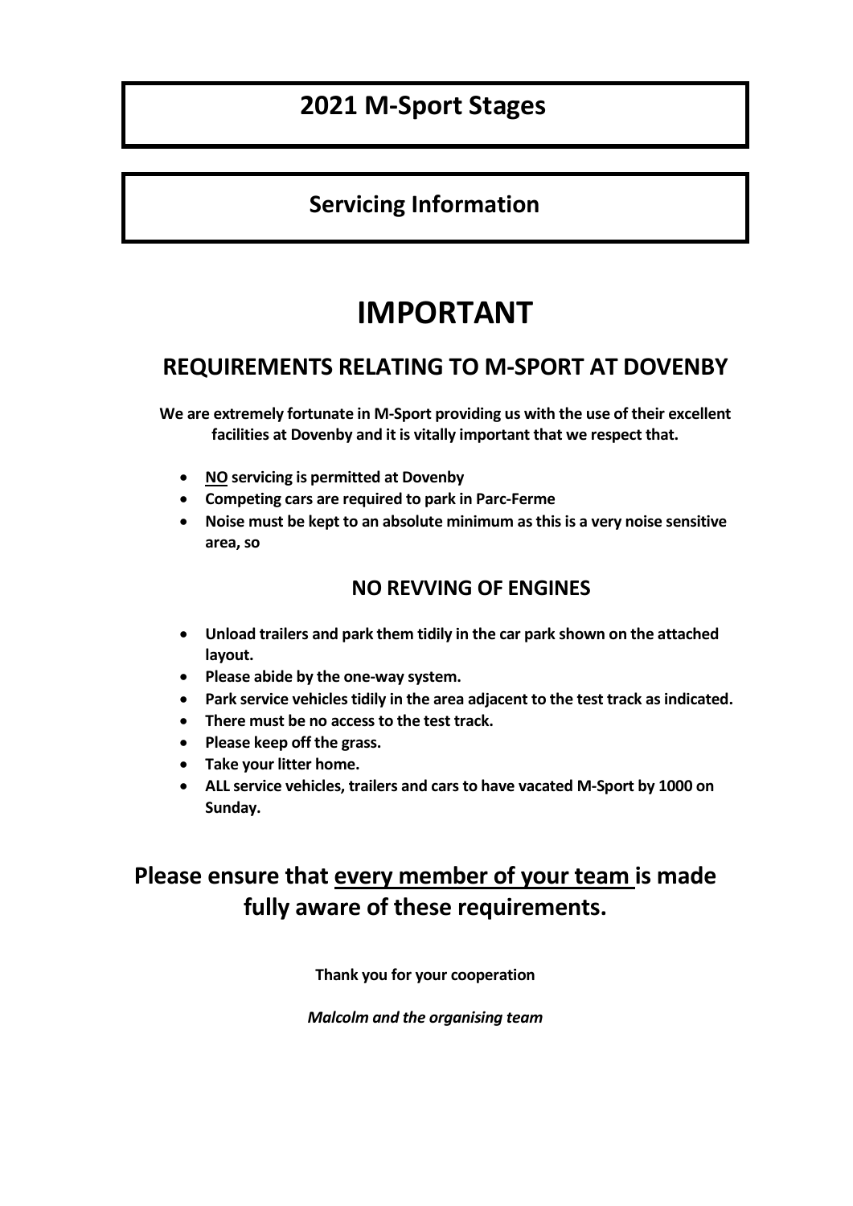# 2021 M-Sport Stages

## Servicing Information

# IMPORTANT

## REQUIREMENTS RELATING TO M-SPORT AT DOVENBY

**We are extremely fortunate in M-Sport providing us with the use of their excellent facilities at Dovenby and it is vitally important that we respect that.**

- **<u>NO</u> servicing is permitted at Dovenby**
- **Competing cars are required to park in Parc-Ferme**
- **Noise must be kept to an absolute minimum as this is a very noise sensitive area, so**

### NO REVVING OF ENGINES

- **Unload trailers and park them tidily in the car park shown on the attached layout.**
- **Please abide by the one-way system.**
- **Park service vehicles tidily in the area adjacent to the test track as indicated.**
- **There must be no access to the test track.**
- **Please keep off the grass.**
- **Take your litter home.**
- **ALL service vehicles, trailers and cars to have vacated M-Sport by 1000 on Sunday.**

## Please ensure that <u>every member of your team</u> is made fully aware of these requirements.

**Thank you for your cooperation**

***Malcolm and the organising team***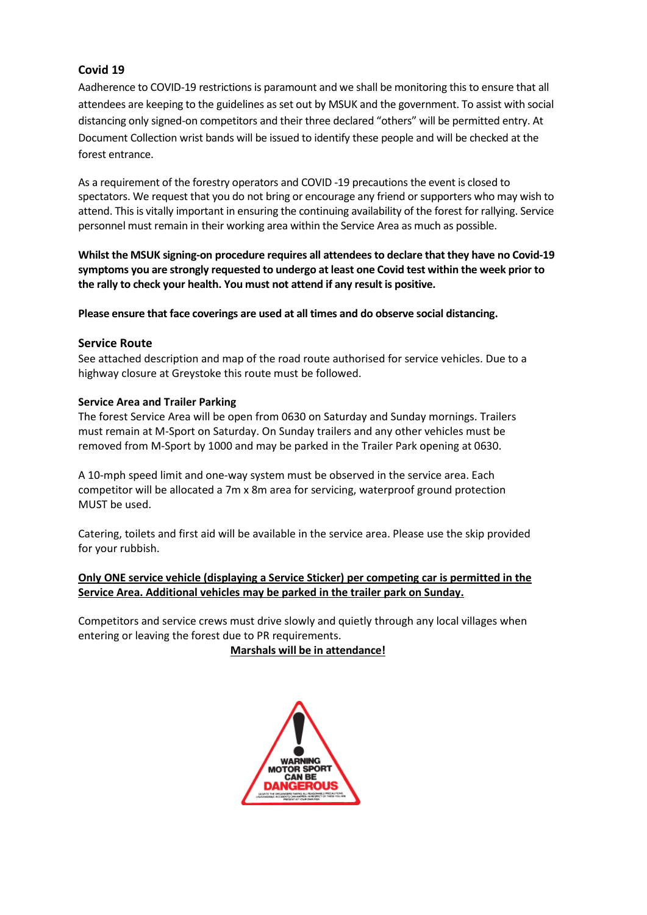## Covid 19

Aadherence to COVID-19 restrictions is paramount and we shall be monitoring this to ensure that all attendees are keeping to the guidelines as set out by MSUK and the government. To assist with social distancing only signed-on competitors and their three declared "others" will be permitted entry. At Document Collection wrist bands will be issued to identify these people and will be checked at the forest entrance.

As a requirement of the forestry operators and COVID -19 precautions the event is closed to spectators. We request that you do not bring or encourage any friend or supporters who may wish to attend. This is vitally important in ensuring the continuing availability of the forest for rallying. Service personnel must remain in their working area within the Service Area as much as possible.

**Whilst the MSUK signing-on procedure requires all attendees to declare that they have no Covid-19 symptoms you are strongly requested to undergo at least one Covid test within the week prior to the rally to check your health. You must not attend if any result is positive.**

**Please ensure that face coverings are used at all times and do observe social distancing.**

## Service Route

See attached description and map of the road route authorised for service vehicles. Due to a highway closure at Greystoke this route must be followed.

### Service Area and Trailer Parking

The forest Service Area will be open from 0630 on Saturday and Sunday mornings. Trailers must remain at M-Sport on Saturday. On Sunday trailers and any other vehicles must be removed from M-Sport by 1000 and may be parked in the Trailer Park opening at 0630.

A 10-mph speed limit and one-way system must be observed in the service area. Each competitor will be allocated a 7m x 8m area for servicing, waterproof ground protection MUST be used.

Catering, toilets and first aid will be available in the service area. Please use the skip provided for your rubbish.

**Only ONE service vehicle (displaying a Service Sticker) per competing car is permitted in the Service Area. Additional vehicles may be parked in the trailer park on Sunday.**

Competitors and service crews must drive slowly and quietly through any local villages when entering or leaving the forest due to PR requirements.

**Marshals will be in attendance!**

WARNING MOTOR SPORT CAN BE DANGEROUS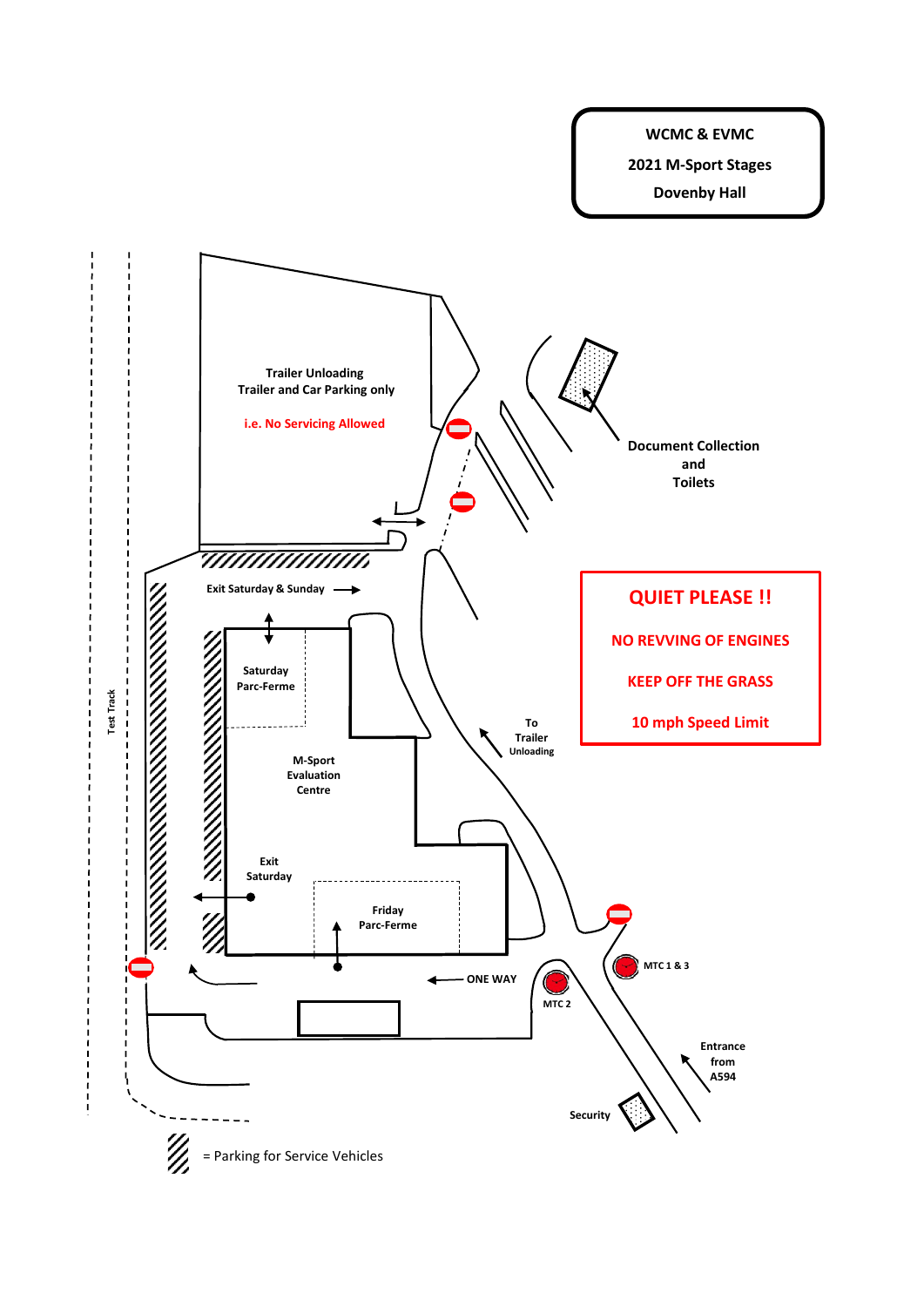**WCMC & EVMC**

**2021 M-Sport Stages**

**Dovenby Hall**

Trailer Unloading
Trailer and Car Parking only

i.e. No Servicing Allowed

Document Collection
and
Toilets

Exit Saturday & Sunday →

**QUIET PLEASE !!**

**NO REVVING OF ENGINES**

**KEEP OFF THE GRASS**

**10 mph Speed Limit**

Saturday
Parc-Ferme

M-Sport
Evaluation
Centre

To
Trailer
Unloading

Test Track

Exit
Saturday

Friday
Parc-Ferme

← ONE WAY

MTC 1 & 3

MTC 2

Entrance
from
A594

Security

= Parking for Service Vehicles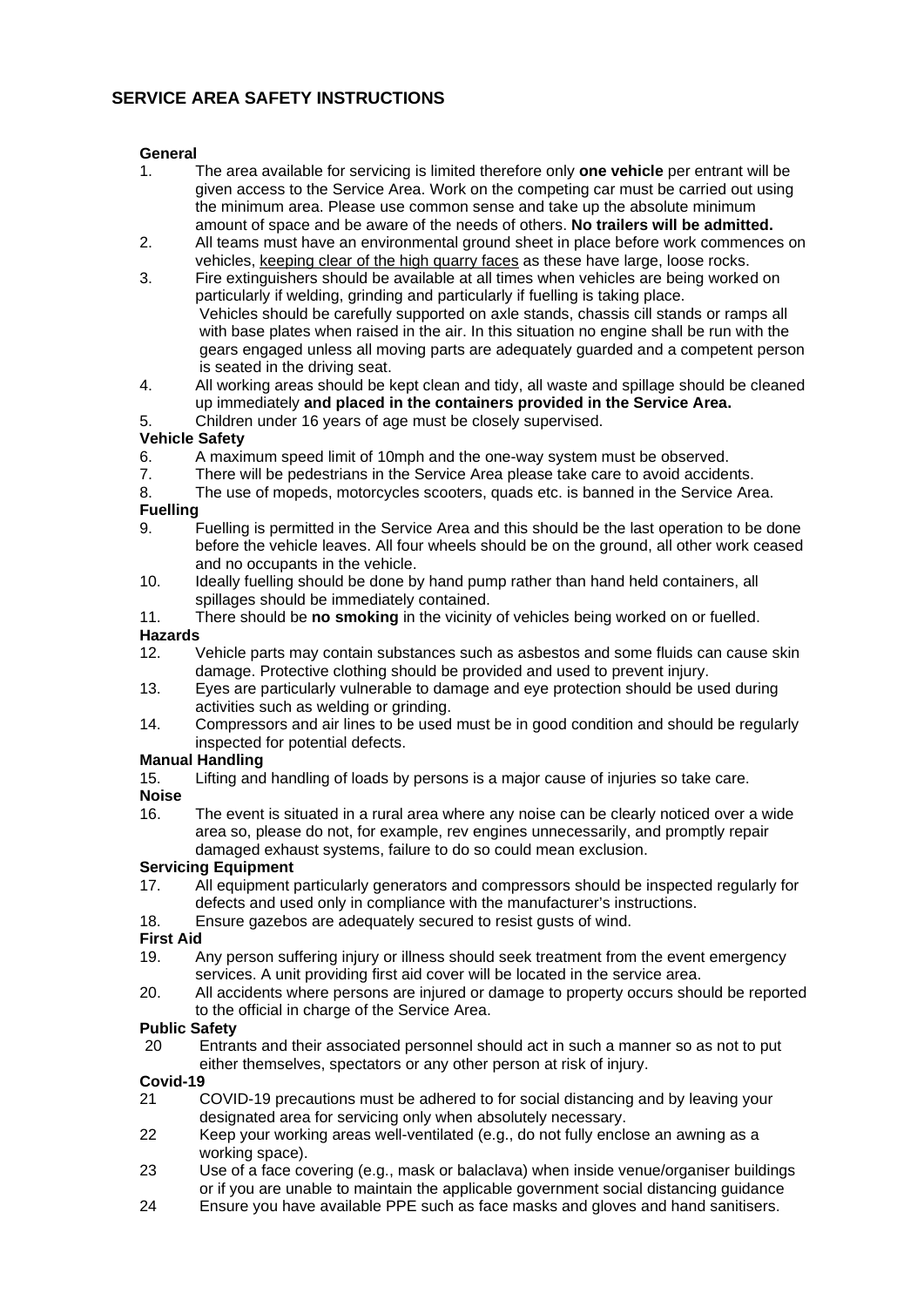# SERVICE AREA SAFETY INSTRUCTIONS

**General**

1. The area available for servicing is limited therefore only **one vehicle** per entrant will be given access to the Service Area. Work on the competing car must be carried out using the minimum area. Please use common sense and take up the absolute minimum amount of space and be aware of the needs of others. **No trailers will be admitted.**
2. All teams must have an environmental ground sheet in place before work commences on vehicles, <u>keeping clear of the high quarry faces</u> as these have large, loose rocks.
3. Fire extinguishers should be available at all times when vehicles are being worked on particularly if welding, grinding and particularly if fuelling is taking place.
   Vehicles should be carefully supported on axle stands, chassis cill stands or ramps all with base plates when raised in the air. In this situation no engine shall be run with the gears engaged unless all moving parts are adequately guarded and a competent person is seated in the driving seat.
4. All working areas should be kept clean and tidy, all waste and spillage should be cleaned up immediately **and placed in the containers provided in the Service Area.**
5. Children under 16 years of age must be closely supervised.

**Vehicle Safety**

6. A maximum speed limit of 10mph and the one-way system must be observed.
7. There will be pedestrians in the Service Area please take care to avoid accidents.
8. The use of mopeds, motorcycles scooters, quads etc. is banned in the Service Area.

**Fuelling**

9. Fuelling is permitted in the Service Area and this should be the last operation to be done before the vehicle leaves. All four wheels should be on the ground, all other work ceased and no occupants in the vehicle.
10. Ideally fuelling should be done by hand pump rather than hand held containers, all spillages should be immediately contained.
11. There should be **no smoking** in the vicinity of vehicles being worked on or fuelled.

**Hazards**

12. Vehicle parts may contain substances such as asbestos and some fluids can cause skin damage. Protective clothing should be provided and used to prevent injury.
13. Eyes are particularly vulnerable to damage and eye protection should be used during activities such as welding or grinding.
14. Compressors and air lines to be used must be in good condition and should be regularly inspected for potential defects.

**Manual Handling**

15. Lifting and handling of loads by persons is a major cause of injuries so take care.

**Noise**

16. The event is situated in a rural area where any noise can be clearly noticed over a wide area so, please do not, for example, rev engines unnecessarily, and promptly repair damaged exhaust systems, failure to do so could mean exclusion.

**Servicing Equipment**

17. All equipment particularly generators and compressors should be inspected regularly for defects and used only in compliance with the manufacturer's instructions.
18. Ensure gazebos are adequately secured to resist gusts of wind.

**First Aid**

19. Any person suffering injury or illness should seek treatment from the event emergency services. A unit providing first aid cover will be located in the service area.
20. All accidents where persons are injured or damage to property occurs should be reported to the official in charge of the Service Area.

**Public Safety**

20 Entrants and their associated personnel should act in such a manner so as not to put either themselves, spectators or any other person at risk of injury.

**Covid-19**

21 COVID-19 precautions must be adhered to for social distancing and by leaving your designated area for servicing only when absolutely necessary.

22 Keep your working areas well-ventilated (e.g., do not fully enclose an awning as a working space).

23 Use of a face covering (e.g., mask or balaclava) when inside venue/organiser buildings or if you are unable to maintain the applicable government social distancing guidance

24 Ensure you have available PPE such as face masks and gloves and hand sanitisers.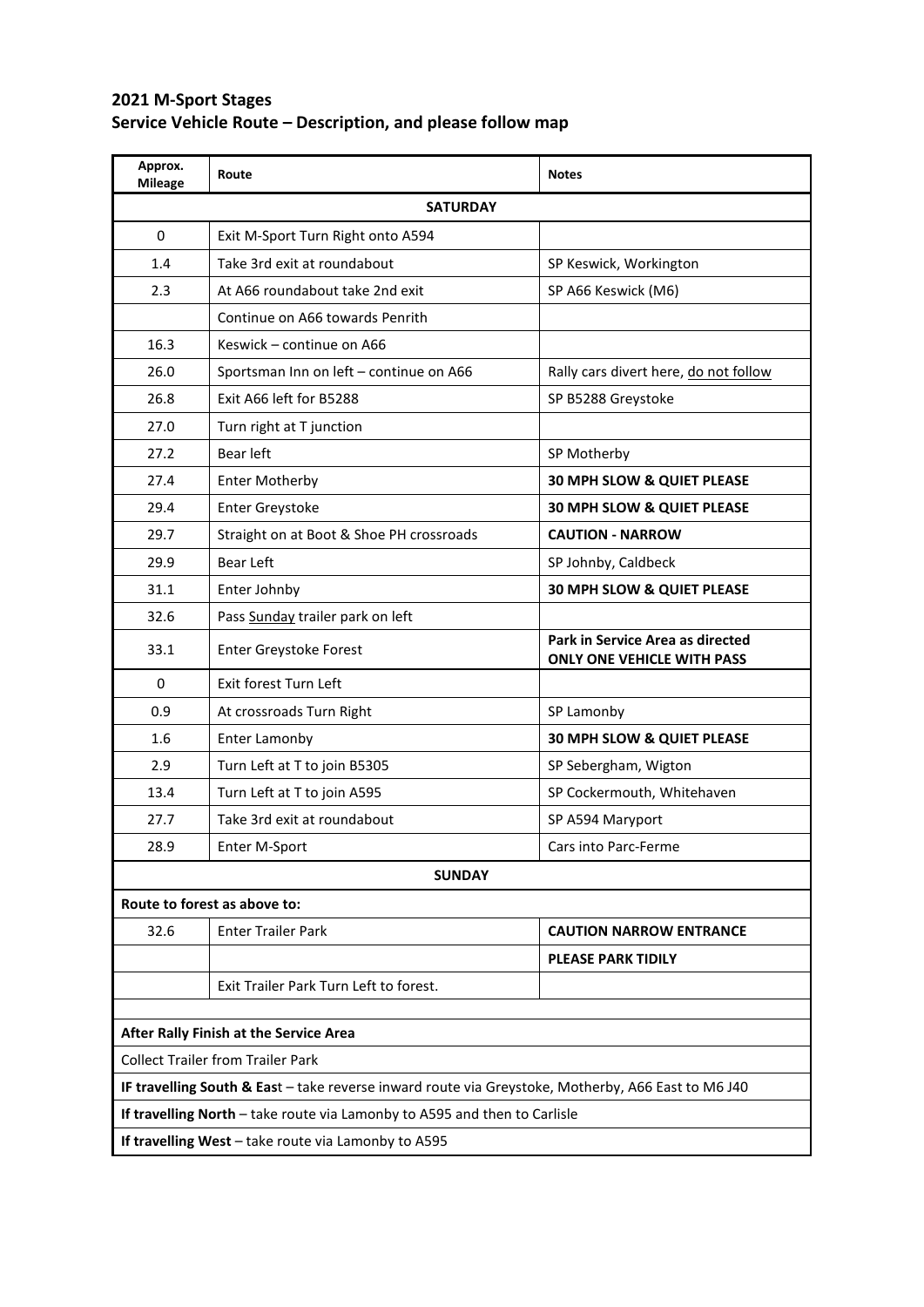## 2021 M-Sport Stages
## Service Vehicle Route – Description, and please follow map

| Approx. Mileage | Route | Notes |
|---|---|---|
| **SATURDAY** | | |
| 0 | Exit M-Sport Turn Right onto A594 | |
| 1.4 | Take 3rd exit at roundabout | SP Keswick, Workington |
| 2.3 | At A66 roundabout take 2nd exit | SP A66 Keswick (M6) |
| | Continue on A66 towards Penrith | |
| 16.3 | Keswick – continue on A66 | |
| 26.0 | Sportsman Inn on left – continue on A66 | Rally cars divert here, do not follow |
| 26.8 | Exit A66 left for B5288 | SP B5288 Greystoke |
| 27.0 | Turn right at T junction | |
| 27.2 | Bear left | SP Motherby |
| 27.4 | Enter Motherby | **30 MPH SLOW & QUIET PLEASE** |
| 29.4 | Enter Greystoke | **30 MPH SLOW & QUIET PLEASE** |
| 29.7 | Straight on at Boot & Shoe PH crossroads | **CAUTION - NARROW** |
| 29.9 | Bear Left | SP Johnby, Caldbeck |
| 31.1 | Enter Johnby | **30 MPH SLOW & QUIET PLEASE** |
| 32.6 | Pass Sunday trailer park on left | |
| 33.1 | Enter Greystoke Forest | **Park in Service Area as directed ONLY ONE VEHICLE WITH PASS** |
| 0 | Exit forest Turn Left | |
| 0.9 | At crossroads Turn Right | SP Lamonby |
| 1.6 | Enter Lamonby | **30 MPH SLOW & QUIET PLEASE** |
| 2.9 | Turn Left at T to join B5305 | SP Sebergham, Wigton |
| 13.4 | Turn Left at T to join A595 | SP Cockermouth, Whitehaven |
| 27.7 | Take 3rd exit at roundabout | SP A594 Maryport |
| 28.9 | Enter M-Sport | Cars into Parc-Ferme |
| **SUNDAY** | | |
| **Route to forest as above to:** | | |
| 32.6 | Enter Trailer Park | **CAUTION NARROW ENTRANCE** |
| | | **PLEASE PARK TIDILY** |
| | Exit Trailer Park Turn Left to forest. | |
| | | |
| **After Rally Finish at the Service Area** | | |
| Collect Trailer from Trailer Park | | |
| **IF travelling South & East** – take reverse inward route via Greystoke, Motherby, A66 East to M6 J40 | | |
| **If travelling North** – take route via Lamonby to A595 and then to Carlisle | | |
| **If travelling West** – take route via Lamonby to A595 | | |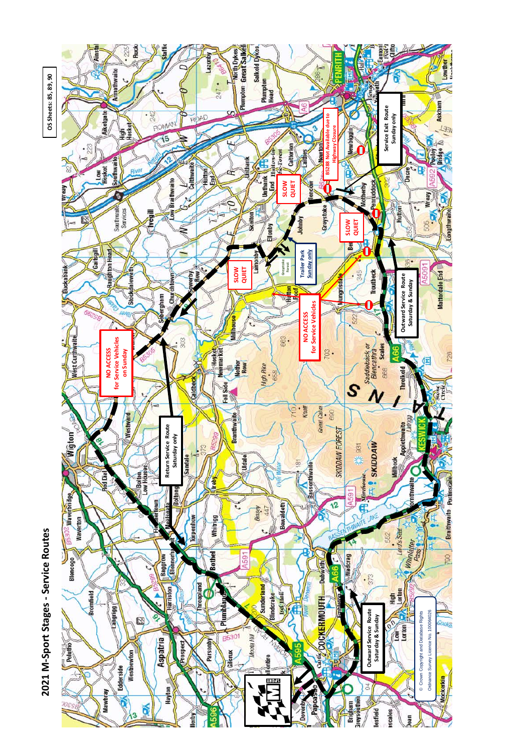# 2021 M-Sport Stages - Service Routes

OS Sheets: 85, 89, 90

NO ACCESS for Service Vehicles on Sunday

Return Service Route Saturday only

SLOW QUIET

Trailer Park Sunday only

SLOW QUIET

NO ACCESS for Service Vehicles

SLOW QUIET

B5288 Not Available due to Highway Closure

Service Exit Route Sunday only

Outward Service Route Saturday & Sunday

Outward Service Route Saturday & Sunday

© Crown Copyright and Database Rights Ordnance Survey Licence No. 100064026